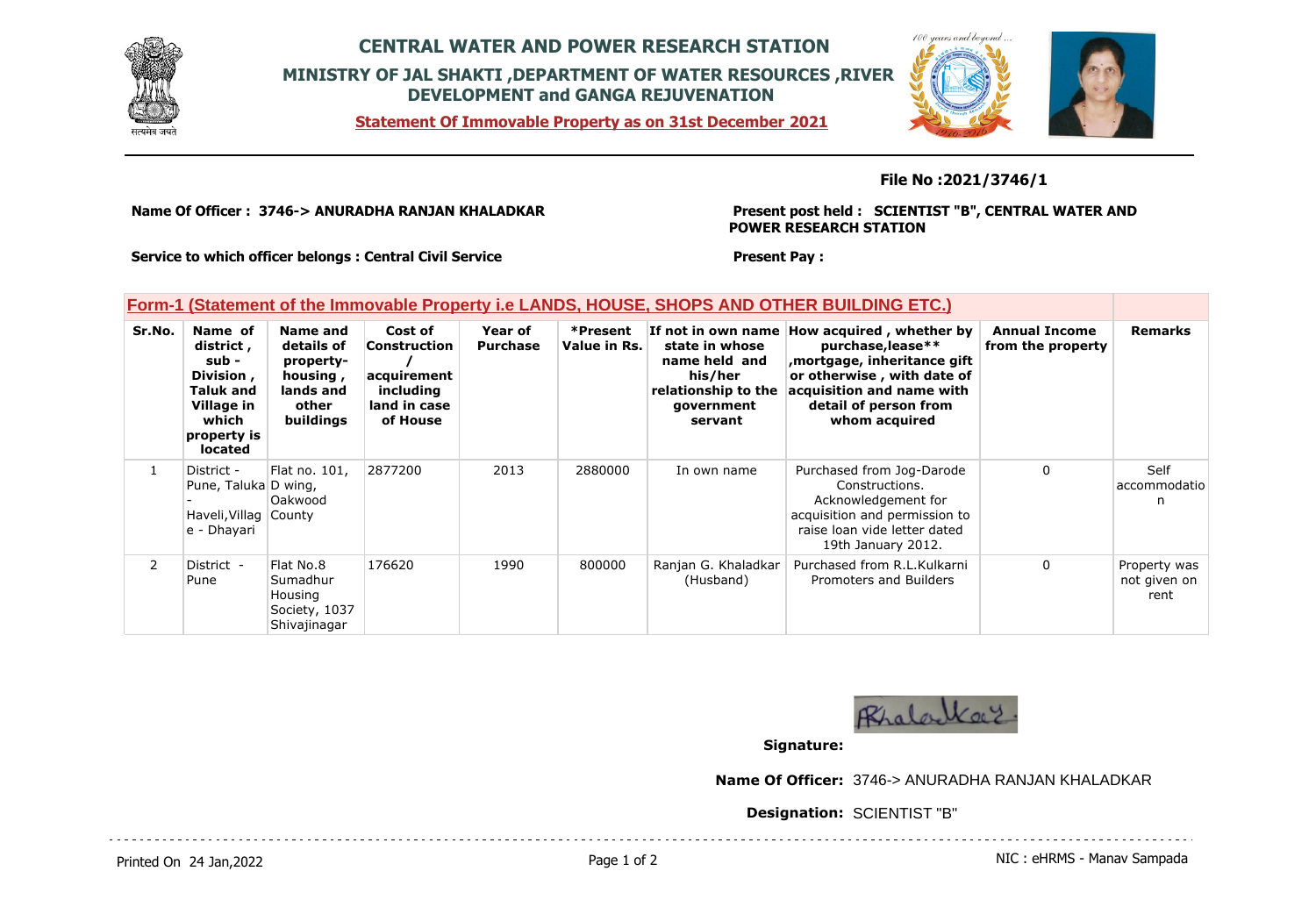# CENTRAL WATER AND POWER RESEARCH STATION

## MINISTRY OF JAL SHAKTI ,DEPARTMENT OF WATER RESOURCES ,RIVER DEVELOPMENT and GANGA REJUVENATION

**Statement Of Immovable Property as on 31st December 2021**

**File No :2021/3746/1**

**Name Of Officer : 3746-> ANURADHA RANJAN KHALADKAR**

**Present post held : SCIENTIST "B", CENTRAL WATER AND POWER RESEARCH STATION**

**Service to which officer belongs : Central Civil Service**

**Present Pay :**

### Form-1 (Statement of the Immovable Property i.e LANDS, HOUSE, SHOPS AND OTHER BUILDING ETC.)

| Sr.No. | Name of district , sub - Division , Taluk and Village in which property is located | Name and details of property- housing , lands and other buildings | Cost of Construction / acquirement including land in case of House | Year of Purchase | *Present Value in Rs. | If not in own name state in whose name held and his/her relationship to the government servant | How acquired , whether by purchase,lease** ,mortgage, inheritance gift or otherwise , with date of acquisition and name with detail of person from whom acquired | Annual Income from the property | Remarks |
|---|---|---|---|---|---|---|---|---|---|
| 1 | District - Pune, Taluka - Haveli,Village - Dhayari | Flat no. 101, D wing, Oakwood County | 2877200 | 2013 | 2880000 | In own name | Purchased from Jog-Darode Constructions. Acknowledgement for acquisition and permission to raise loan vide letter dated 19th January 2012. | 0 | Self accommodation |
| 2 | District - Pune | Flat No.8 Sumadhur Housing Society, 1037 Shivajinagar | 176620 | 1990 | 800000 | Ranjan G. Khaladkar (Husband) | Purchased from R.L.Kulkarni Promoters and Builders | 0 | Property was not given on rent |

**Signature:**

**Name Of Officer:** 3746-> ANURADHA RANJAN KHALADKAR

**Designation:** SCIENTIST "B"

Printed On 24 Jan,2022

NIC : eHRMS - Manav Sampada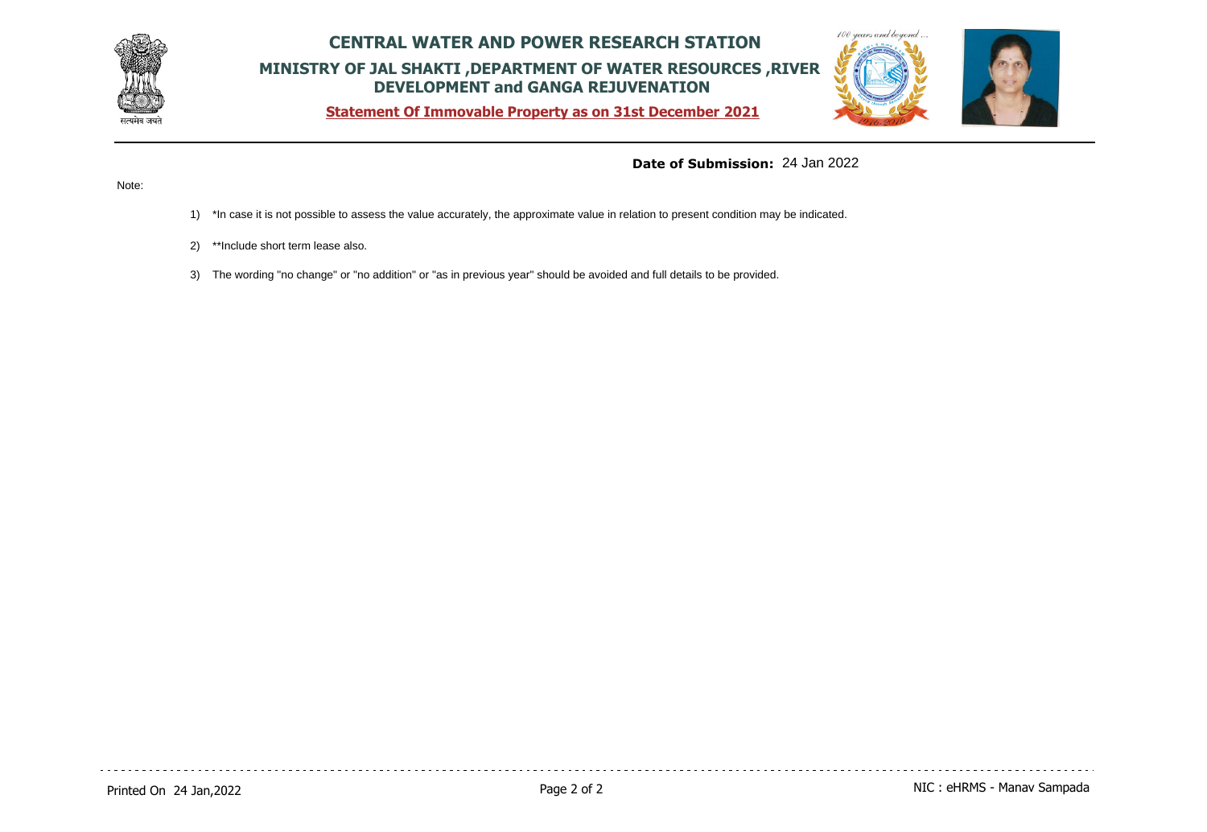# CENTRAL WATER AND POWER RESEARCH STATION

## MINISTRY OF JAL SHAKTI ,DEPARTMENT OF WATER RESOURCES ,RIVER DEVELOPMENT and GANGA REJUVENATION

**Statement Of Immovable Property as on 31st December 2021**

**Date of Submission:** 24 Jan 2022

Note:

1) *In case it is not possible to assess the value accurately, the approximate value in relation to present condition may be indicated.
2) **Include short term lease also.
3) The wording "no change" or "no addition" or "as in previous year" should be avoided and full details to be provided.